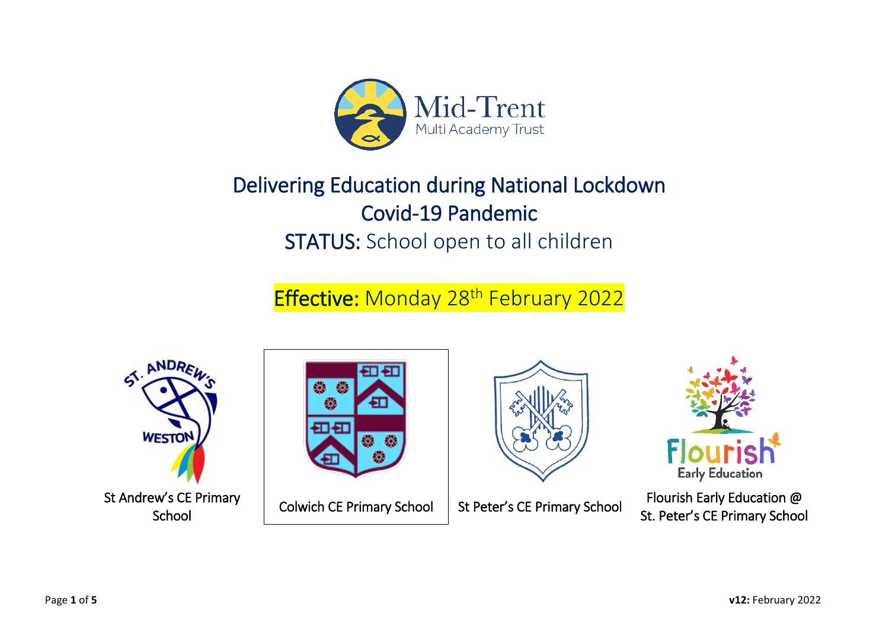Mid-Trent
Multi Academy Trust

# Delivering Education during National Lockdown
# Covid-19 Pandemic
## STATUS: School open to all children

**Effective:** Monday 28th February 2022

St Andrew's CE Primary School

Colwich CE Primary School

St Peter's CE Primary School

Flourish Early Education @ St. Peter's CE Primary School

**v12:** February 2022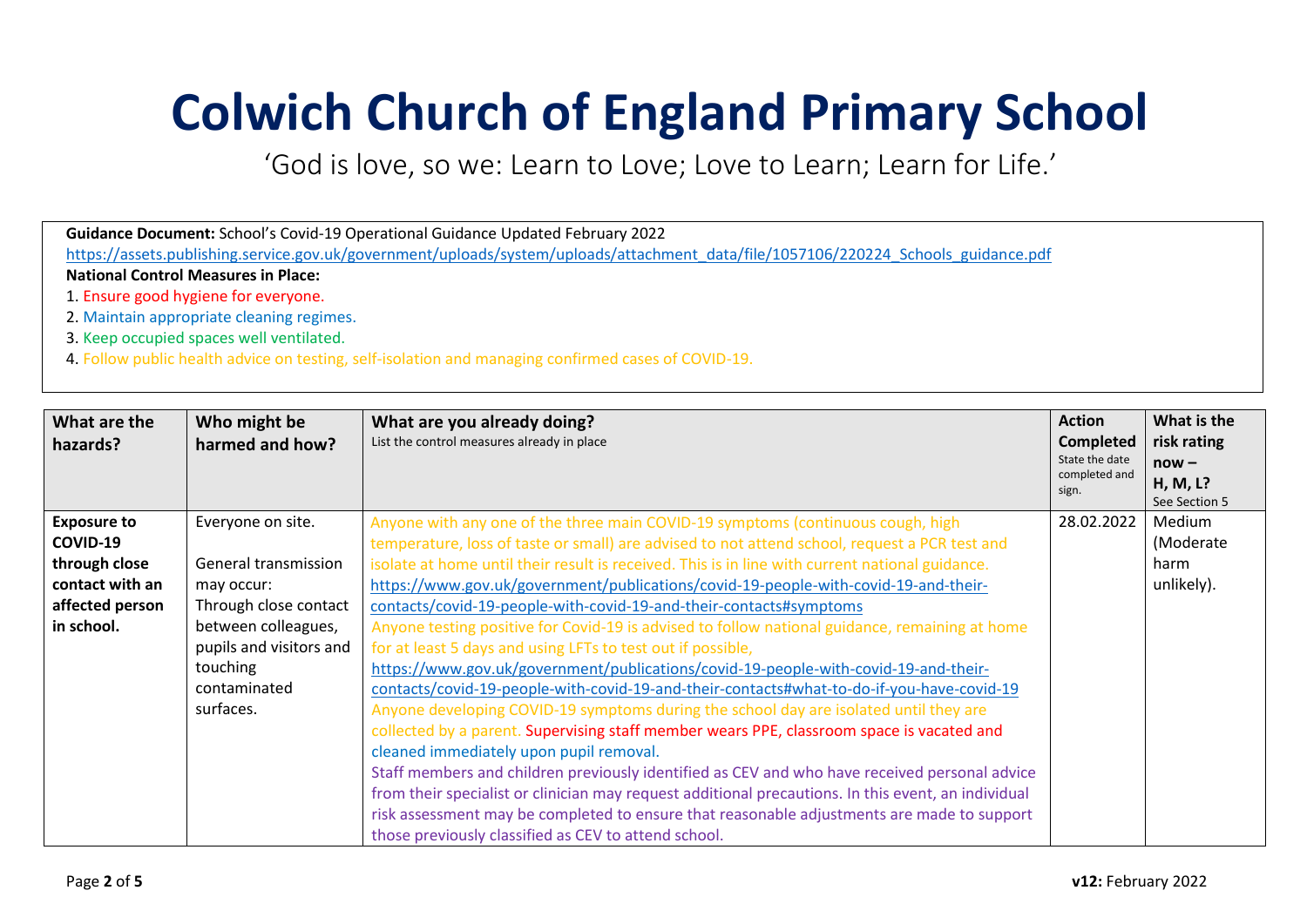# Colwich Church of England Primary School

'God is love, so we: Learn to Love; Love to Learn; Learn for Life.'

**Guidance Document:** School's Covid-19 Operational Guidance Updated February 2022
https://assets.publishing.service.gov.uk/government/uploads/system/uploads/attachment_data/file/1057106/220224_Schools_guidance.pdf

**National Control Measures in Place:**

1. Ensure good hygiene for everyone.
2. Maintain appropriate cleaning regimes.
3. Keep occupied spaces well ventilated.
4. Follow public health advice on testing, self-isolation and managing confirmed cases of COVID-19.

| What are the hazards? | Who might be harmed and how? | What are you already doing? List the control measures already in place | Action Completed State the date completed and sign. | What is the risk rating now – H, M, L? See Section 5 |
|---|---|---|---|---|
| **Exposure to COVID-19 through close contact with an affected person in school.** | Everyone on site.<br><br>General transmission may occur: Through close contact between colleagues, pupils and visitors and touching contaminated surfaces. | Anyone with any one of the three main COVID-19 symptoms (continuous cough, high temperature, loss of taste or small) are advised to not attend school, request a PCR test and isolate at home until their result is received. This is in line with current national guidance. https://www.gov.uk/government/publications/covid-19-people-with-covid-19-and-their-contacts/covid-19-people-with-covid-19-and-their-contacts#symptoms<br>Anyone testing positive for Covid-19 is advised to follow national guidance, remaining at home for at least 5 days and using LFTs to test out if possible, https://www.gov.uk/government/publications/covid-19-people-with-covid-19-and-their-contacts/covid-19-people-with-covid-19-and-their-contacts#what-to-do-if-you-have-covid-19<br>Anyone developing COVID-19 symptoms during the school day are isolated until they are collected by a parent. Supervising staff member wears PPE, classroom space is vacated and cleaned immediately upon pupil removal.<br>Staff members and children previously identified as CEV and who have received personal advice from their specialist or clinician may request additional precautions. In this event, an individual risk assessment may be completed to ensure that reasonable adjustments are made to support those previously classified as CEV to attend school. | 28.02.2022 | Medium (Moderate harm unlikely). |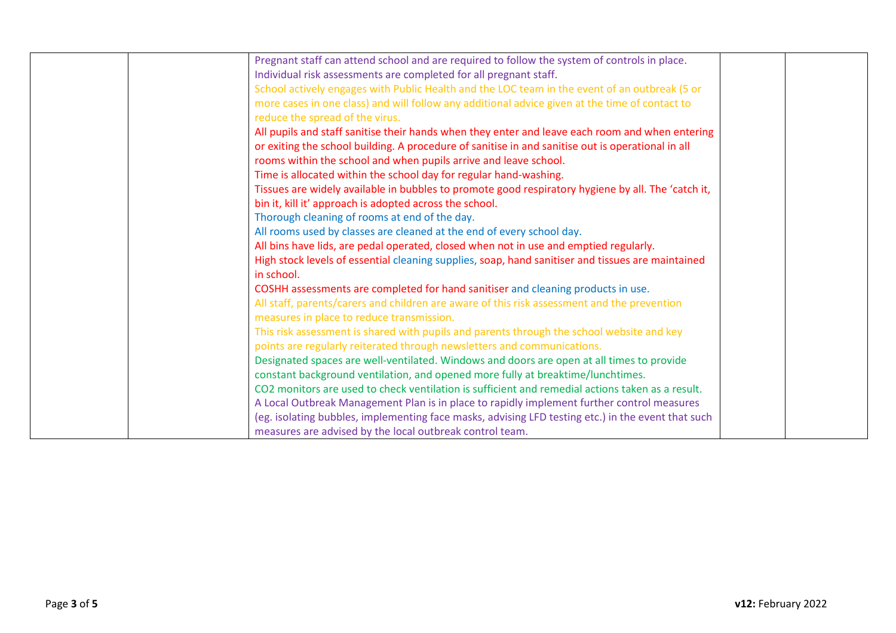|  |  |  |  |  |
|---|---|---|---|---|
|  |  | Pregnant staff can attend school and are required to follow the system of controls in place.<br>Individual risk assessments are completed for all pregnant staff.<br>School actively engages with Public Health and the LOC team in the event of an outbreak (5 or more cases in one class) and will follow any additional advice given at the time of contact to reduce the spread of the virus.<br>All pupils and staff sanitise their hands when they enter and leave each room and when entering or exiting the school building. A procedure of sanitise in and sanitise out is operational in all rooms within the school and when pupils arrive and leave school.<br>Time is allocated within the school day for regular hand-washing.<br>Tissues are widely available in bubbles to promote good respiratory hygiene by all. The 'catch it, bin it, kill it' approach is adopted across the school.<br>Thorough cleaning of rooms at end of the day.<br>All rooms used by classes are cleaned at the end of every school day.<br>All bins have lids, are pedal operated, closed when not in use and emptied regularly.<br>High stock levels of essential cleaning supplies, soap, hand sanitiser and tissues are maintained in school.<br>COSHH assessments are completed for hand sanitiser and cleaning products in use.<br>All staff, parents/carers and children are aware of this risk assessment and the prevention measures in place to reduce transmission.<br>This risk assessment is shared with pupils and parents through the school website and key points are regularly reiterated through newsletters and communications.<br>Designated spaces are well-ventilated. Windows and doors are open at all times to provide constant background ventilation, and opened more fully at breaktime/lunchtimes.<br>$CO_2$ monitors are used to check ventilation is sufficient and remedial actions taken as a result.<br>A Local Outbreak Management Plan is in place to rapidly implement further control measures (eg. isolating bubbles, implementing face masks, advising LFD testing etc.) in the event that such measures are advised by the local outbreak control team. |  |  |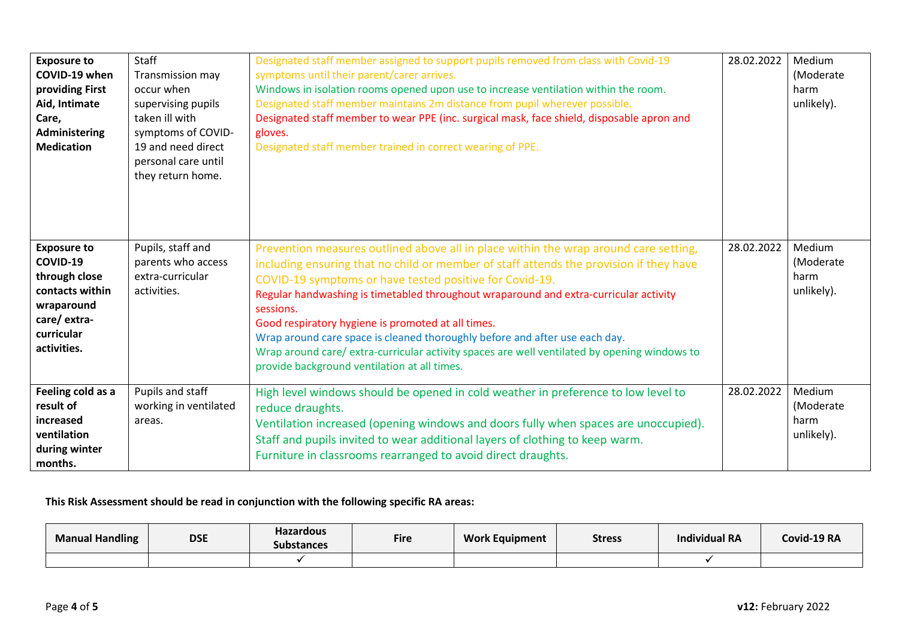| **Exposure to COVID-19 when providing First Aid, Intimate Care, Administering Medication** | Staff Transmission may occur when supervising pupils taken ill with symptoms of COVID-19 and need direct personal care until they return home. | Designated staff member assigned to support pupils removed from class with Covid-19 symptoms until their parent/carer arrives.<br>Windows in isolation rooms opened upon use to increase ventilation within the room.<br>Designated staff member maintains 2m distance from pupil wherever possible.<br>Designated staff member to wear PPE (inc. surgical mask, face shield, disposable apron and gloves.<br>Designated staff member trained in correct wearing of PPE. | 28.02.2022 | Medium (Moderate harm unlikely). |
|---|---|---|---|---|
| **Exposure to COVID-19 through close contacts within wraparound care/ extra-curricular activities.** | Pupils, staff and parents who access extra-curricular activities. | Prevention measures outlined above all in place within the wrap around care setting, including ensuring that no child or member of staff attends the provision if they have COVID-19 symptoms or have tested positive for Covid-19.<br>Regular handwashing is timetabled throughout wraparound and extra-curricular activity sessions.<br>Good respiratory hygiene is promoted at all times.<br>Wrap around care space is cleaned thoroughly before and after use each day.<br>Wrap around care/ extra-curricular activity spaces are well ventilated by opening windows to provide background ventilation at all times. | 28.02.2022 | Medium (Moderate harm unlikely). |
| **Feeling cold as a result of increased ventilation during winter months.** | Pupils and staff working in ventilated areas. | High level windows should be opened in cold weather in preference to low level to reduce draughts.<br>Ventilation increased (opening windows and doors fully when spaces are unoccupied).<br>Staff and pupils invited to wear additional layers of clothing to keep warm.<br>Furniture in classrooms rearranged to avoid direct draughts. | 28.02.2022 | Medium (Moderate harm unlikely). |

**This Risk Assessment should be read in conjunction with the following specific RA areas:**

| Manual Handling | DSE | Hazardous Substances | Fire | Work Equipment | Stress | Individual RA | Covid-19 RA |
|---|---|---|---|---|---|---|---|
| | | ✓ | | | | ✓ | |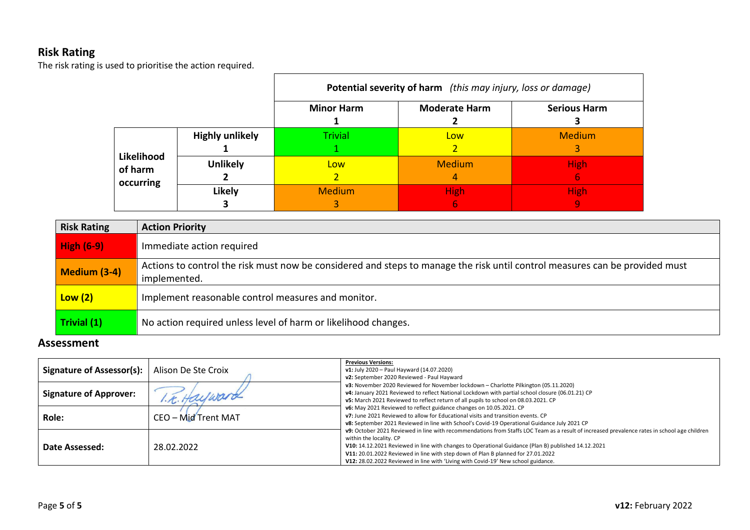## Risk Rating

The risk rating is used to prioritise the action required.

| | | Potential severity of harm *(this may injury, loss or damage)* | | |
|---|---|---|---|---|
| | | **Minor Harm 1** | **Moderate Harm 2** | **Serious Harm 3** |
| **Likelihood of harm occurring** | **Highly unlikely 1** | Trivial 1 | Low 2 | Medium 3 |
| | **Unlikely 2** | Low 2 | Medium 4 | High 6 |
| | **Likely 3** | Medium 3 | High 6 | High 9 |

| Risk Rating | Action Priority |
|---|---|
| **High (6-9)** | Immediate action required |
| **Medium (3-4)** | Actions to control the risk must now be considered and steps to manage the risk until control measures can be provided must implemented. |
| **Low (2)** | Implement reasonable control measures and monitor. |
| **Trivial (1)** | No action required unless level of harm or likelihood changes. |

## Assessment

| | | |
|---|---|---|
| **Signature of Assessor(s):** | Alison De Ste Croix | **Previous Versions:** |
| **Signature of Approver:** | P.R. Hayward | |
| **Role:** | CEO – Mid Trent MAT | |
| **Date Assessed:** | 28.02.2022 | |

**Previous Versions:**

**v1:** July 2020 – Paul Hayward (14.07.2020)
**v2:** September 2020 Reviewed - Paul Hayward
**v3:** November 2020 Reviewed for November lockdown – Charlotte Pilkington (05.11.2020)
**v4:** January 2021 Reviewed to reflect National Lockdown with partial school closure (06.01.21) CP
**v5:** March 2021 Reviewed to reflect return of all pupils to school on 08.03.2021. CP
**v6:** May 2021 Reviewed to reflect guidance changes on 10.05.2021. CP
**v7:** June 2021 Reviewed to allow for Educational visits and transition events. CP
**v8:** September 2021 Reviewed in line with School's Covid-19 Operational Guidance July 2021 CP
**v9:** October 2021 Reviewed in line with recommendations from Staffs LOC Team as a result of increased prevalence rates in school age children within the locality. CP
**V10:** 14.12.2021 Reviewed in line with changes to Operational Guidance (Plan B) published 14.12.2021
**V11:** 20.01.2022 Reviewed in line with step down of Plan B planned for 27.01.2022
**V12:** 28.02.2022 Reviewed in line with 'Living with Covid-19' New school guidance.

**v12:** February 2022